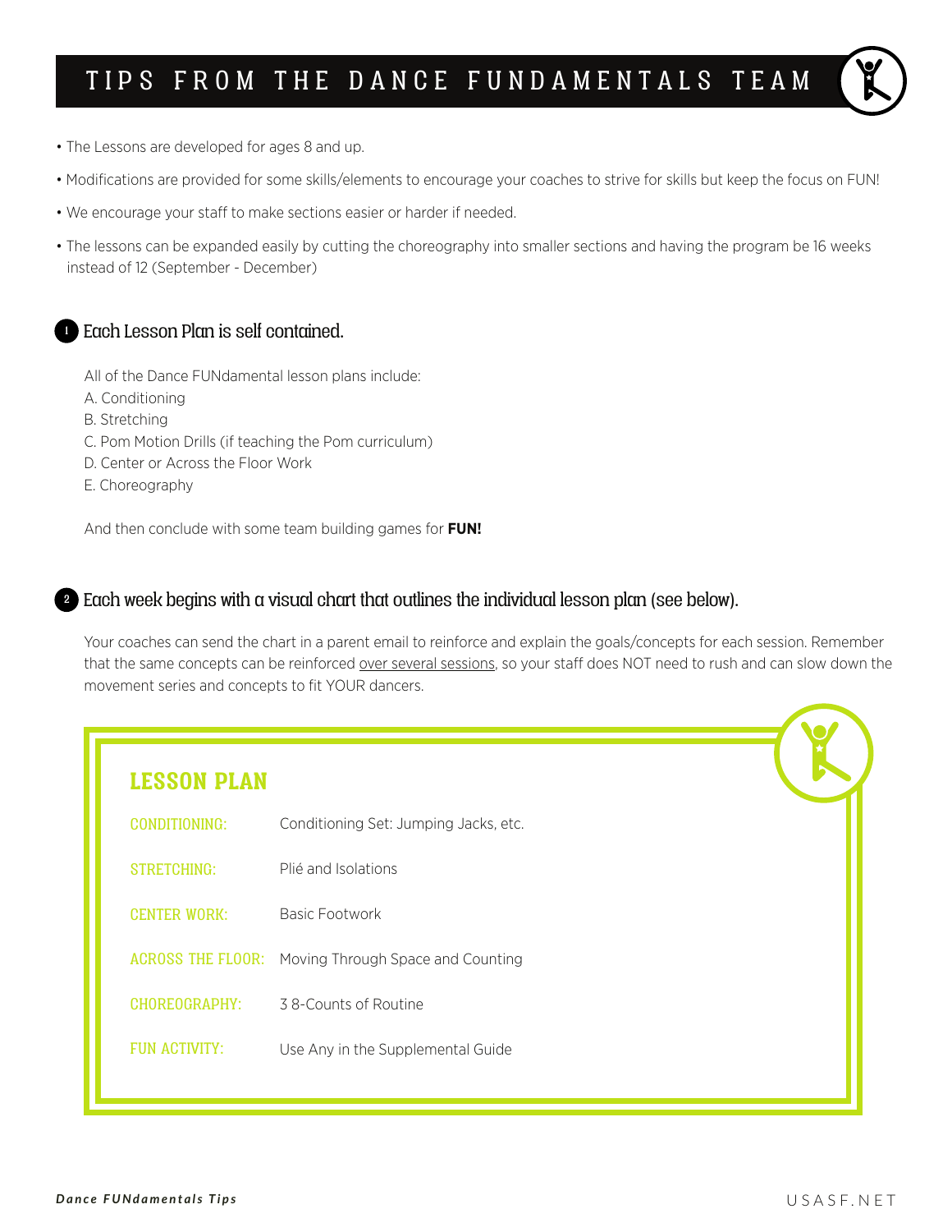# TIPS FROM THE DANCE FUNDAMENTALS TEAM

- The Lessons are developed for ages 8 and up.
- Modifications are provided for some skills/elements to encourage your coaches to strive for skills but keep the focus on FUN!
- We encourage your staff to make sections easier or harder if needed.
- The lessons can be expanded easily by cutting the choreography into smaller sections and having the program be 16 weeks instead of 12 (September - December)

## 1 Each Lesson Plan is self contained.

All of the Dance FUNdamental lesson plans include:

A. Conditioning
B. Stretching
C. Pom Motion Drills (if teaching the Pom curriculum)
D. Center or Across the Floor Work
E. Choreography

And then conclude with some team building games for **FUN!**

## 2 Each week begins with a visual chart that outlines the individual lesson plan (see below).

Your coaches can send the chart in a parent email to reinforce and explain the goals/concepts for each session. Remember that the same concepts can be reinforced over several sessions, so your staff does NOT need to rush and can slow down the movement series and concepts to fit YOUR dancers.

### LESSON PLAN

| | |
|---|---|
| CONDITIONING: | Conditioning Set: Jumping Jacks, etc. |
| STRETCHING: | Plié and Isolations |
| CENTER WORK: | Basic Footwork |
| ACROSS THE FLOOR: | Moving Through Space and Counting |
| CHOREOGRAPHY: | 3 8-Counts of Routine |
| FUN ACTIVITY: | Use Any in the Supplemental Guide |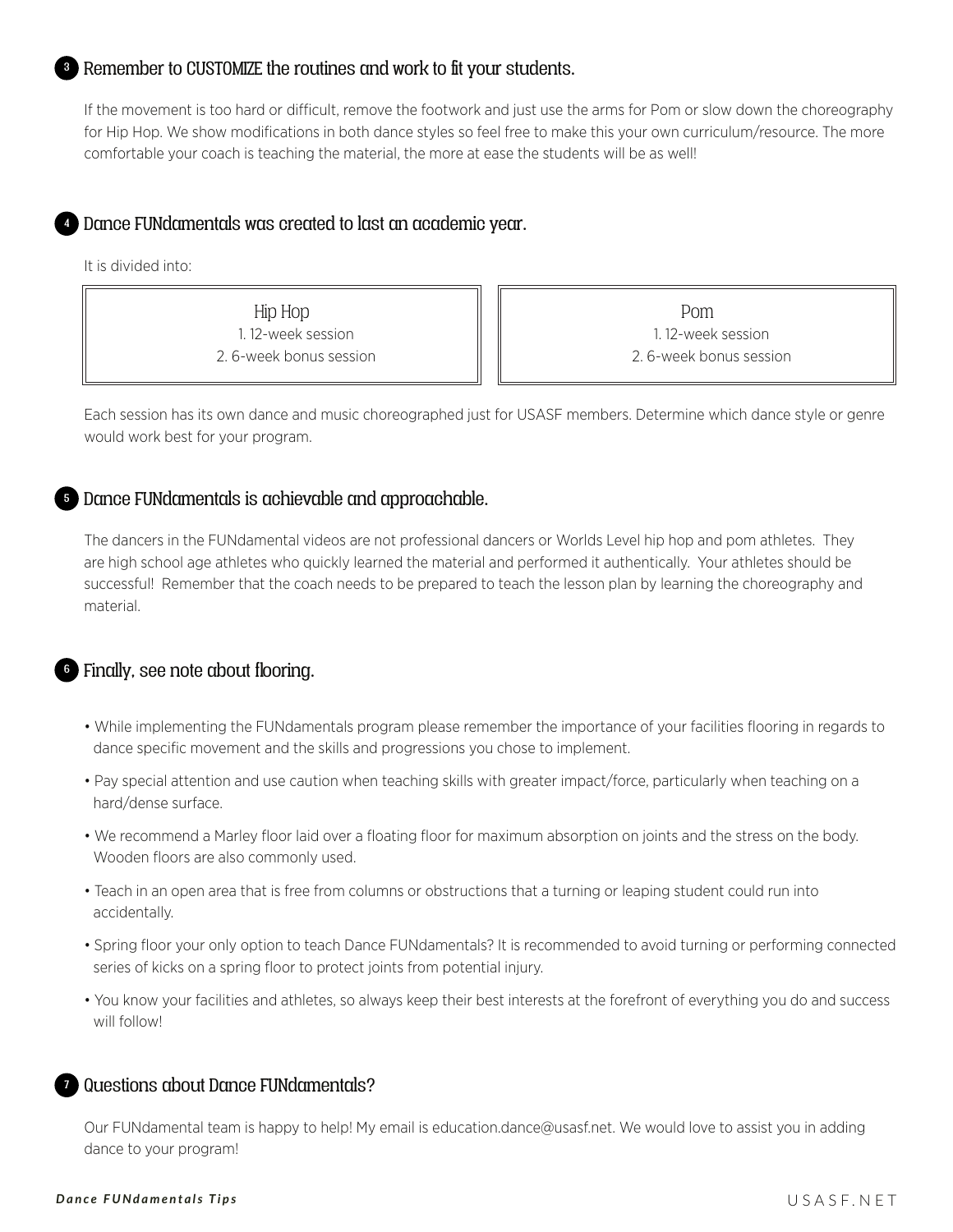## 3 Remember to CUSTOMIZE the routines and work to fit your students.

If the movement is too hard or difficult, remove the footwork and just use the arms for Pom or slow down the choreography for Hip Hop. We show modifications in both dance styles so feel free to make this your own curriculum/resource. The more comfortable your coach is teaching the material, the more at ease the students will be as well!

## 4 Dance FUNdamentals was created to last an academic year.

It is divided into:

| Hip Hop | Pom |
|---|---|
| 1. 12-week session | 1. 12-week session |
| 2. 6-week bonus session | 2. 6-week bonus session |

Each session has its own dance and music choreographed just for USASF members. Determine which dance style or genre would work best for your program.

## 5 Dance FUNdamentals is achievable and approachable.

The dancers in the FUNdamental videos are not professional dancers or Worlds Level hip hop and pom athletes. They are high school age athletes who quickly learned the material and performed it authentically. Your athletes should be successful! Remember that the coach needs to be prepared to teach the lesson plan by learning the choreography and material.

## 6 Finally, see note about flooring.

- While implementing the FUNdamentals program please remember the importance of your facilities flooring in regards to dance specific movement and the skills and progressions you chose to implement.
- Pay special attention and use caution when teaching skills with greater impact/force, particularly when teaching on a hard/dense surface.
- We recommend a Marley floor laid over a floating floor for maximum absorption on joints and the stress on the body. Wooden floors are also commonly used.
- Teach in an open area that is free from columns or obstructions that a turning or leaping student could run into accidentally.
- Spring floor your only option to teach Dance FUNdamentals? It is recommended to avoid turning or performing connected series of kicks on a spring floor to protect joints from potential injury.
- You know your facilities and athletes, so always keep their best interests at the forefront of everything you do and success will follow!

## 7 Questions about Dance FUNdamentals?

Our FUNdamental team is happy to help! My email is education.dance@usasf.net. We would love to assist you in adding dance to your program!